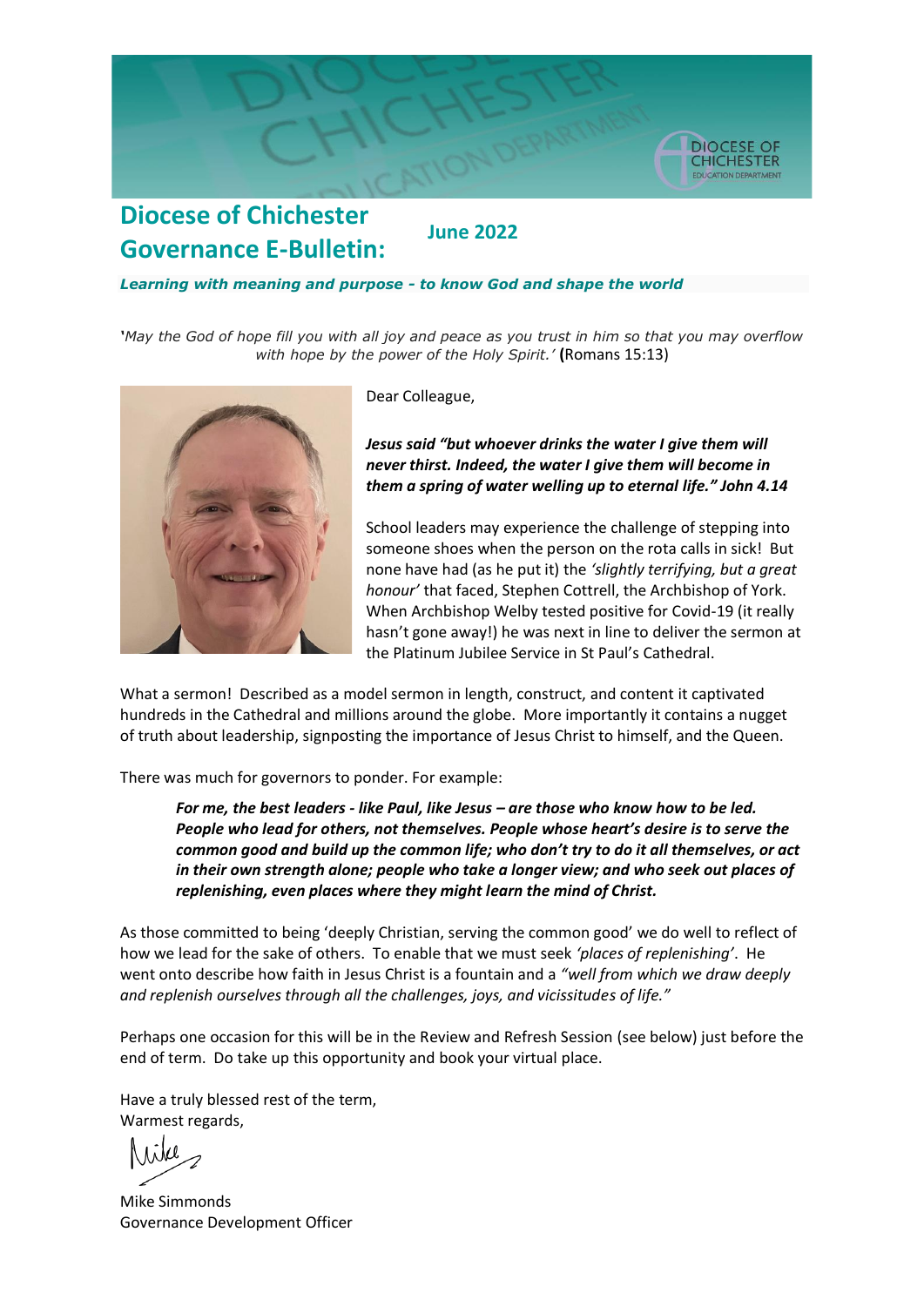# Diocese of Chichester Governance E-Bulletin:

**June 2022**

***Learning with meaning and purpose - to know God and shape the world***

*'May the God of hope fill you with all joy and peace as you trust in him so that you may overflow with hope by the power of the Holy Spirit.'* **(**Romans 15:13)

Dear Colleague,

***Jesus said "but whoever drinks the water I give them will never thirst. Indeed, the water I give them will become in them a spring of water welling up to eternal life." John 4.14***

School leaders may experience the challenge of stepping into someone shoes when the person on the rota calls in sick! But none have had (as he put it) the *'slightly terrifying, but a great honour'* that faced, Stephen Cottrell, the Archbishop of York. When Archbishop Welby tested positive for Covid-19 (it really hasn't gone away!) he was next in line to deliver the sermon at the Platinum Jubilee Service in St Paul's Cathedral.

What a sermon! Described as a model sermon in length, construct, and content it captivated hundreds in the Cathedral and millions around the globe. More importantly it contains a nugget of truth about leadership, signposting the importance of Jesus Christ to himself, and the Queen.

There was much for governors to ponder. For example:

> ***For me, the best leaders - like Paul, like Jesus – are those who know how to be led. People who lead for others, not themselves. People whose heart's desire is to serve the common good and build up the common life; who don't try to do it all themselves, or act in their own strength alone; people who take a longer view; and who seek out places of replenishing, even places where they might learn the mind of Christ.***

As those committed to being 'deeply Christian, serving the common good' we do well to reflect of how we lead for the sake of others. To enable that we must seek *'places of replenishing'*. He went onto describe how faith in Jesus Christ is a fountain and a *"well from which we draw deeply and replenish ourselves through all the challenges, joys, and vicissitudes of life."*

Perhaps one occasion for this will be in the Review and Refresh Session (see below) just before the end of term. Do take up this opportunity and book your virtual place.

Have a truly blessed rest of the term,
Warmest regards,

Mike

Mike Simmonds
Governance Development Officer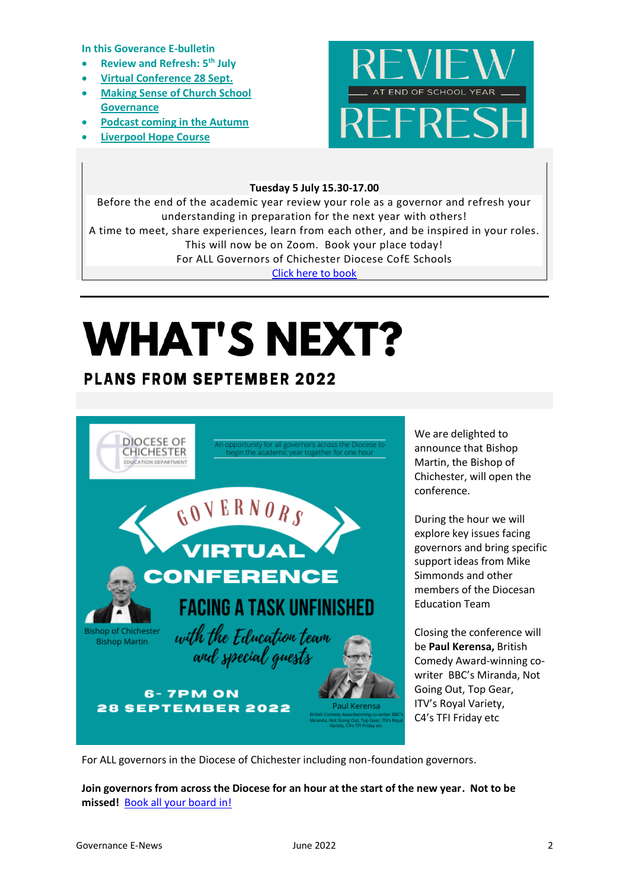**In this Goverance E-bulletin**

- **Review and Refresh: 5th July**
- **Virtual Conference 28 Sept.**
- **Making Sense of Church School Governance**
- **Podcast coming in the Autumn**
- **Liverpool Hope Course**

REVIEW
AT END OF SCHOOL YEAR
REFRESH

**Tuesday 5 July 15.30-17.00**

Before the end of the academic year review your role as a governor and refresh your understanding in preparation for the next year with others!

A time to meet, share experiences, learn from each other, and be inspired in your roles.

This will now be on Zoom. Book your place today!

For ALL Governors of Chichester Diocese CofE Schools

Click here to book

---

# WHAT'S NEXT?

## PLANS FROM SEPTEMBER 2022

DIOCESE OF CHICHESTER EDUCATION DEPARTMENT

An opportunity for all governors across the Diocese to begin the academic year together for one hour

GOVERNORS VIRTUAL CONFERENCE

FACING A TASK UNFINISHED

*with the Education team and special guests*

Bishop of Chichester Bishop Martin

6- 7PM ON 28 SEPTEMBER 2022

Paul Kerensa
British Comedy Awardwinning co-writer BBC's Miranda, Not Going Out, Top Gear, ITV's Royal Variety, C4's TFI Friday etc

We are delighted to announce that Bishop Martin, the Bishop of Chichester, will open the conference.

During the hour we will explore key issues facing governors and bring specific support ideas from Mike Simmonds and other members of the Diocesan Education Team

Closing the conference will be **Paul Kerensa,** British Comedy Award-winning co-writer BBC's Miranda, Not Going Out, Top Gear, ITV's Royal Variety, C4's TFI Friday etc

For ALL governors in the Diocese of Chichester including non-foundation governors.

**Join governors from across the Diocese for an hour at the start of the new year. Not to be missed!** Book all your board in!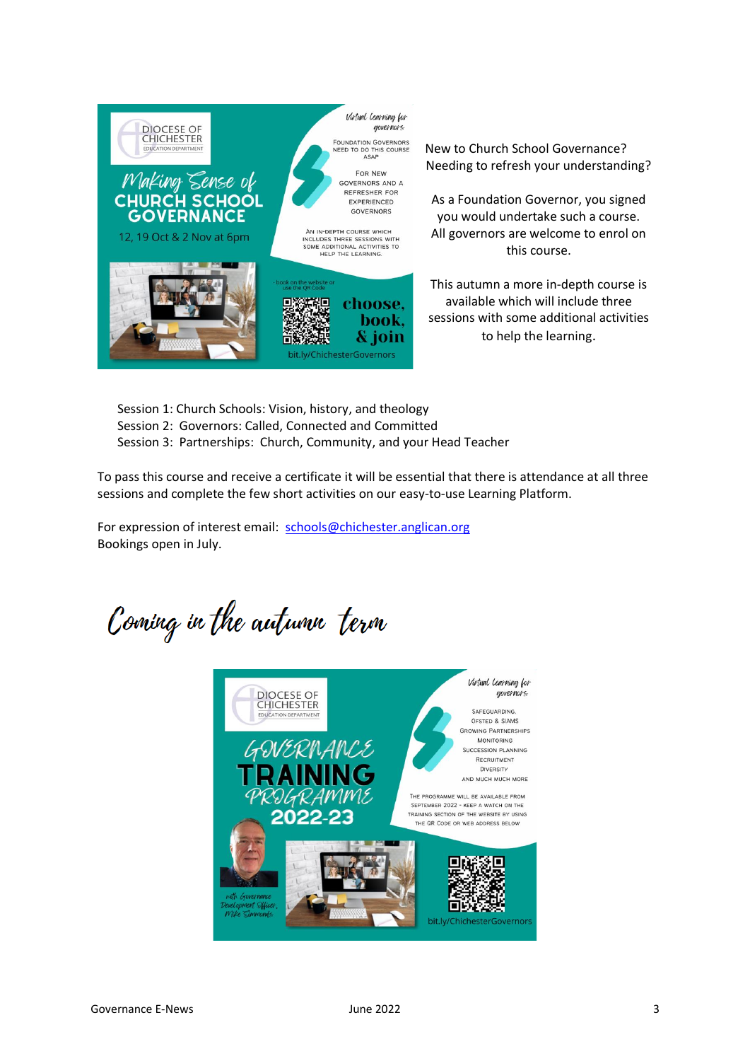DIOCESE OF CHICHESTER
EDUCATION DEPARTMENT

*Making Sense of*
**CHURCH SCHOOL GOVERNANCE**

12, 19 Oct & 2 Nov at 6pm

*Virtual learning for governors*

FOUNDATION GOVERNORS NEED TO DO THIS COURSE ASAP

FOR NEW GOVERNORS AND A REFRESHER FOR EXPERIENCED GOVERNORS

AN IN-DEPTH COURSE WHICH INCLUDES THREE SESSIONS WITH SOME ADDITIONAL ACTIVITIES TO HELP THE LEARNING.

- book on the website or use the QR Code

**choose, book, & join**

bit.ly/ChichesterGovernors

New to Church School Governance? Needing to refresh your understanding?

As a Foundation Governor, you signed you would undertake such a course. All governors are welcome to enrol on this course.

This autumn a more in-depth course is available which will include three sessions with some additional activities to help the learning.

Session 1: Church Schools: Vision, history, and theology
Session 2: Governors: Called, Connected and Committed
Session 3: Partnerships: Church, Community, and your Head Teacher

To pass this course and receive a certificate it will be essential that there is attendance at all three sessions and complete the few short activities on our easy-to-use Learning Platform.

For expression of interest email: schools@chichester.anglican.org
Bookings open in July.

# *Coming in the autumn term*

DIOCESE OF CHICHESTER
EDUCATION DEPARTMENT

**GOVERNANCE TRAINING PROGRAMME 2022-23**

*Virtual learning for governors*

SAFEGUARDING,
OFSTED & SIAMS
GROWING PARTNERSHIPS
MONITORING
SUCCESSION PLANNING
RECRUITMENT
DIVERSITY
AND MUCH MUCH MORE

THE PROGRAMME WILL BE AVAILABLE FROM SEPTEMBER 2022 - KEEP A WATCH ON THE TRAINING SECTION OF THE WEBSITE BY USING THE QR CODE OR WEB ADDRESS BELOW

*with Governance Development Officer, Mike Simmonds*

bit.ly/ChichesterGovernors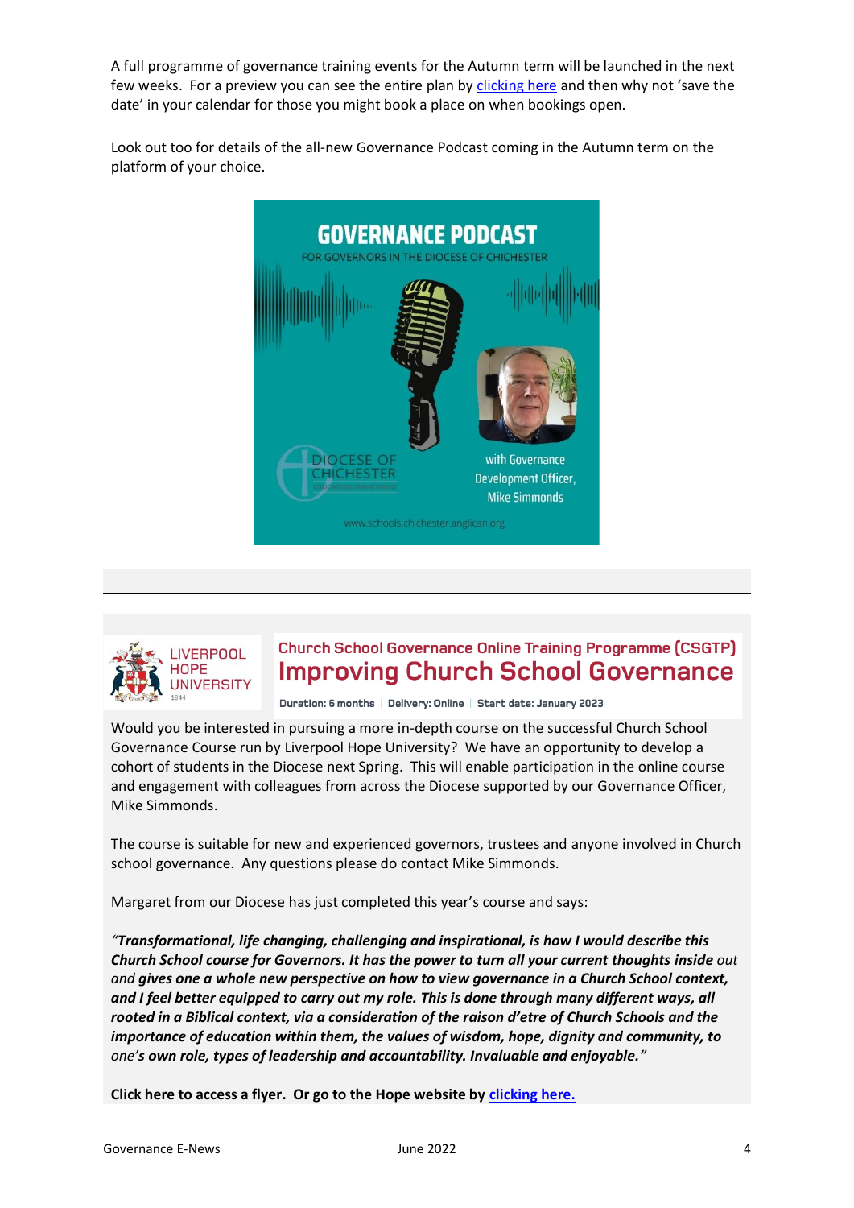A full programme of governance training events for the Autumn term will be launched in the next few weeks. For a preview you can see the entire plan by [clicking here]() and then why not 'save the date' in your calendar for those you might book a place on when bookings open.

Look out too for details of the all-new Governance Podcast coming in the Autumn term on the platform of your choice.

GOVERNANCE PODCAST

FOR GOVERNORS IN THE DIOCESE OF CHICHESTER

with Governance Development Officer, Mike Simmonds

DIOCESE OF CHICHESTER EDUCATION DEPARTMENT

www.schools.chichester.anglican.org

---

LIVERPOOL HOPE UNIVERSITY 1844

## Church School Governance Online Training Programme (CSGTP)

# Improving Church School Governance

Duration: 6 months | Delivery: Online | Start date: January 2023

Would you be interested in pursuing a more in-depth course on the successful Church School Governance Course run by Liverpool Hope University? We have an opportunity to develop a cohort of students in the Diocese next Spring. This will enable participation in the online course and engagement with colleagues from across the Diocese supported by our Governance Officer, Mike Simmonds.

The course is suitable for new and experienced governors, trustees and anyone involved in Church school governance. Any questions please do contact Mike Simmonds.

Margaret from our Diocese has just completed this year's course and says:

*"**Transformational, life changing, challenging and inspirational, is how I would describe this Church School course for Governors. It has the power to turn all your current thoughts inside** out and **gives one a whole new perspective on how to view governance in a Church School context, and I feel better equipped to carry out my role. This is done through many different ways, all rooted in a Biblical context, via a consideration of the raison d'etre of Church Schools and the importance of education within them, the values of wisdom, hope, dignity and community, to** one's **own role, types of leadership and accountability. Invaluable and enjoyable.**"*

**Click here to access a flyer. Or go to the Hope website by [clicking here.]()**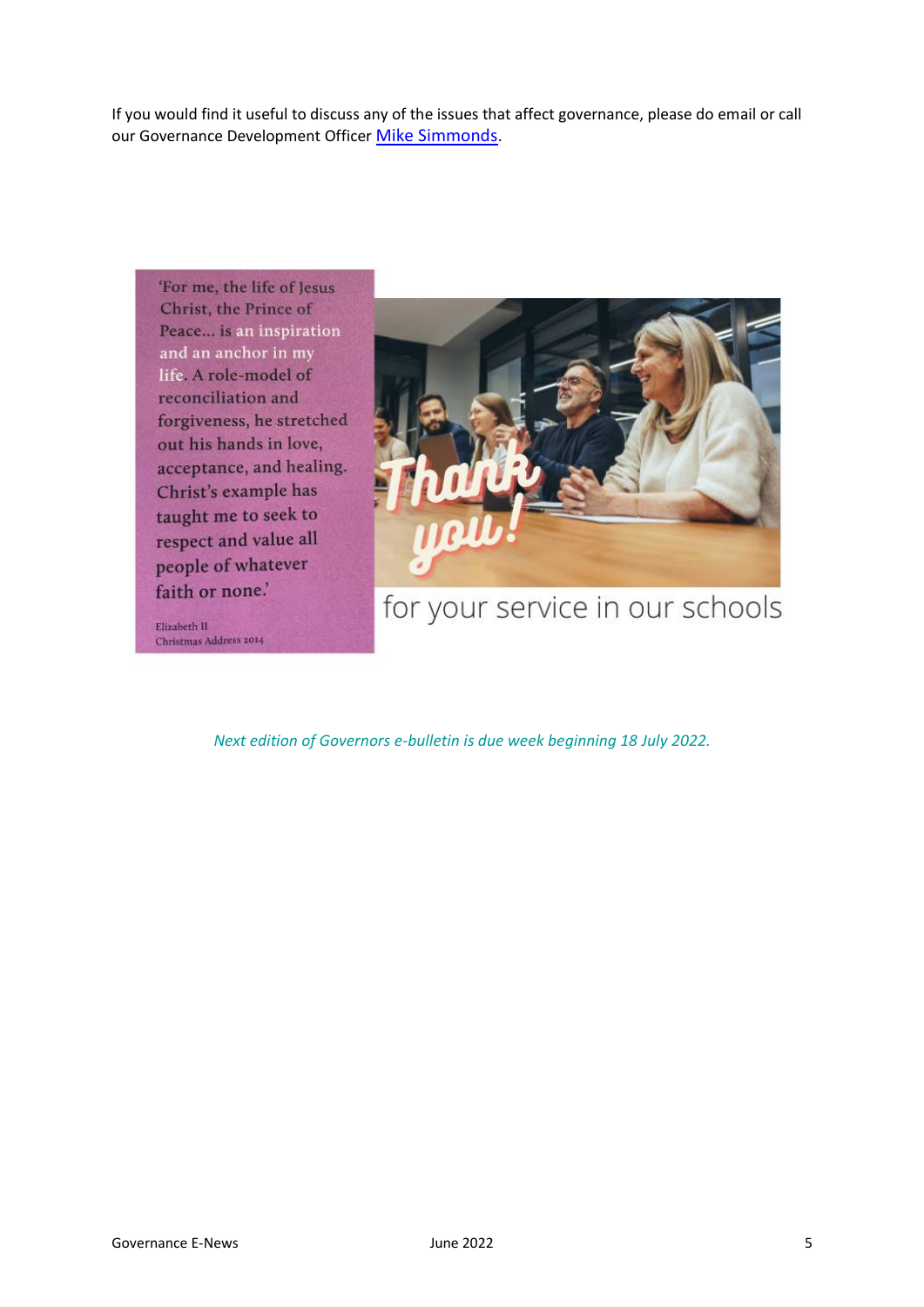If you would find it useful to discuss any of the issues that affect governance, please do email or call our Governance Development Officer [Mike Simmonds](#).

'For me, the life of Jesus Christ, the Prince of Peace... is an inspiration and an anchor in my life. A role-model of reconciliation and forgiveness, he stretched out his hands in love, acceptance, and healing. Christ's example has taught me to seek to respect and value all people of whatever faith or none.'

Elizabeth II
Christmas Address 2014

Thank you!

for your service in our schools

*Next edition of Governors e-bulletin is due week beginning 18 July 2022.*